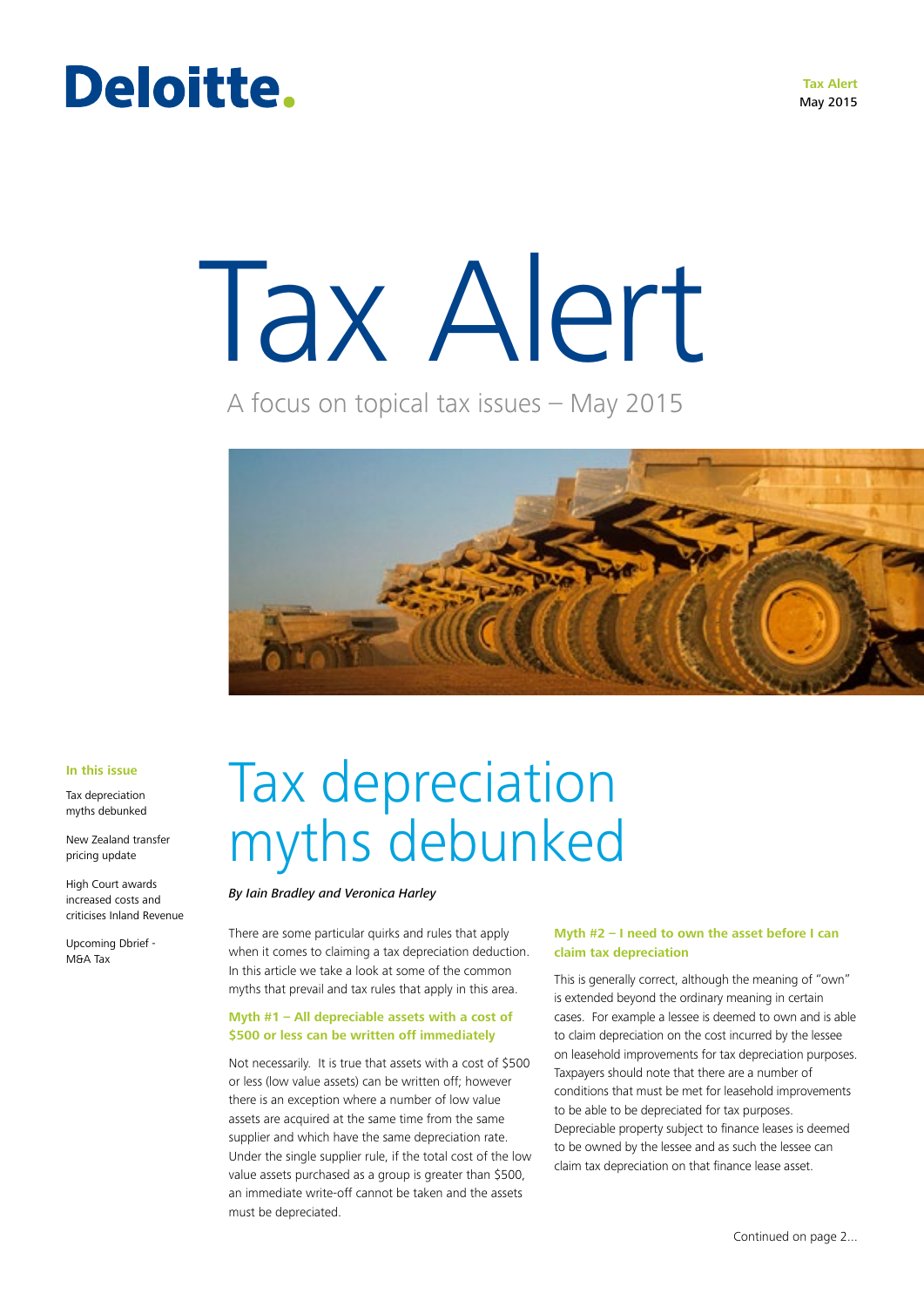Deloitte.

**Tax Alert**
May 2015

# Tax Alert

A focus on topical tax issues – May 2015

**In this issue**

Tax depreciation myths debunked

New Zealand transfer pricing update

High Court awards increased costs and criticises Inland Revenue

Upcoming Dbrief - M&A Tax

# Tax depreciation myths debunked

*By Iain Bradley and Veronica Harley*

There are some particular quirks and rules that apply when it comes to claiming a tax depreciation deduction. In this article we take a look at some of the common myths that prevail and tax rules that apply in this area.

### Myth #1 – All depreciable assets with a cost of $500 or less can be written off immediately

Not necessarily. It is true that assets with a cost of $500 or less (low value assets) can be written off; however there is an exception where a number of low value assets are acquired at the same time from the same supplier and which have the same depreciation rate. Under the single supplier rule, if the total cost of the low value assets purchased as a group is greater than $500, an immediate write-off cannot be taken and the assets must be depreciated.

### Myth #2 – I need to own the asset before I can claim tax depreciation

This is generally correct, although the meaning of "own" is extended beyond the ordinary meaning in certain cases. For example a lessee is deemed to own and is able to claim depreciation on the cost incurred by the lessee on leasehold improvements for tax depreciation purposes. Taxpayers should note that there are a number of conditions that must be met for leasehold improvements to be able to be depreciated for tax purposes. Depreciable property subject to finance leases is deemed to be owned by the lessee and as such the lessee can claim tax depreciation on that finance lease asset.

Continued on page 2...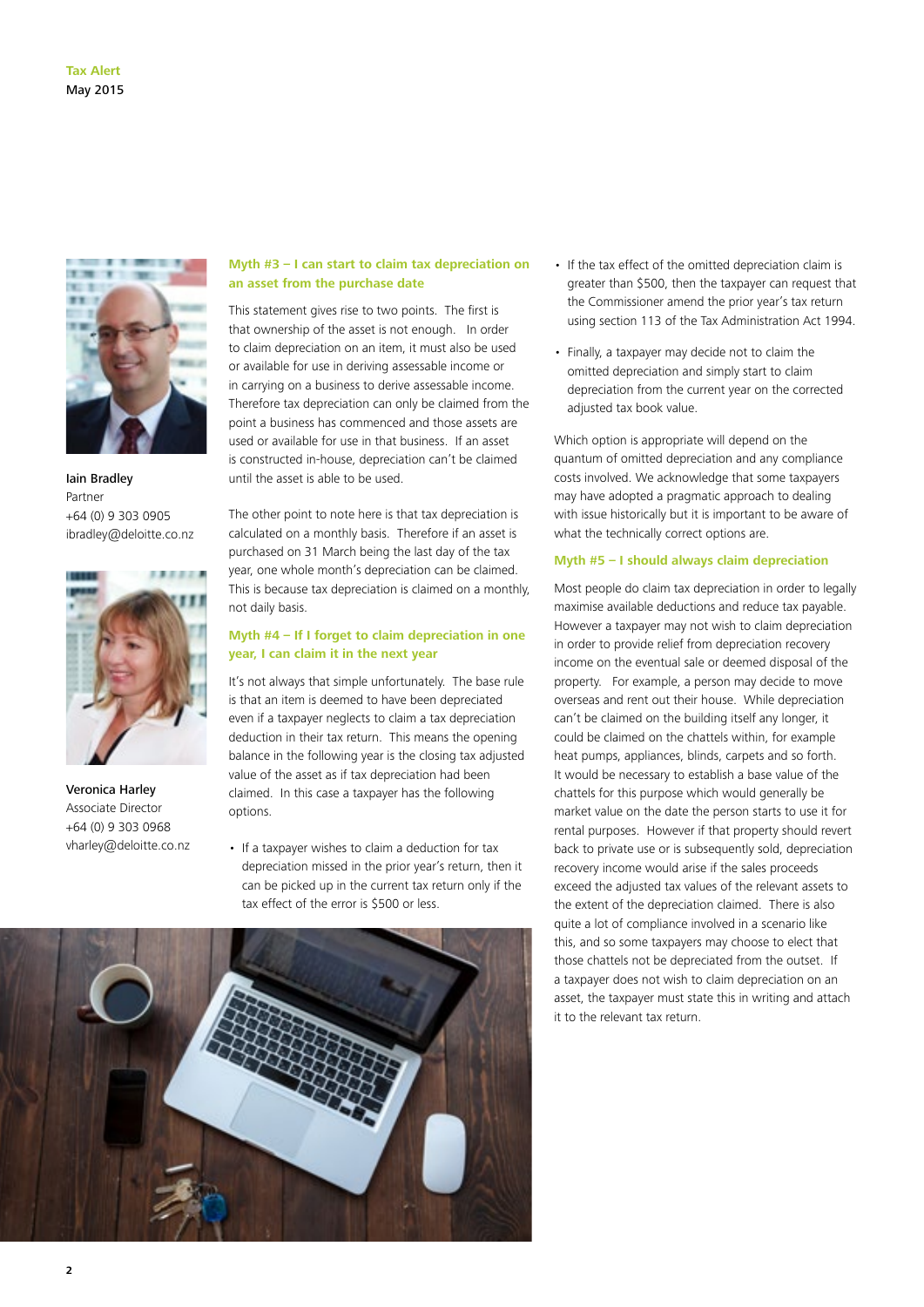Iain Bradley
Partner
+64 (0) 9 303 0905
ibradley@deloitte.co.nz

Veronica Harley
Associate Director
+64 (0) 9 303 0968
vharley@deloitte.co.nz

### Myth #3 – I can start to claim tax depreciation on an asset from the purchase date

This statement gives rise to two points. The first is that ownership of the asset is not enough. In order to claim depreciation on an item, it must also be used or available for use in deriving assessable income or in carrying on a business to derive assessable income. Therefore tax depreciation can only be claimed from the point a business has commenced and those assets are used or available for use in that business. If an asset is constructed in-house, depreciation can't be claimed until the asset is able to be used.

The other point to note here is that tax depreciation is calculated on a monthly basis. Therefore if an asset is purchased on 31 March being the last day of the tax year, one whole month's depreciation can be claimed. This is because tax depreciation is claimed on a monthly, not daily basis.

### Myth #4 – If I forget to claim depreciation in one year, I can claim it in the next year

It's not always that simple unfortunately. The base rule is that an item is deemed to have been depreciated even if a taxpayer neglects to claim a tax depreciation deduction in their tax return. This means the opening balance in the following year is the closing tax adjusted value of the asset as if tax depreciation had been claimed. In this case a taxpayer has the following options.

- If a taxpayer wishes to claim a deduction for tax depreciation missed in the prior year's return, then it can be picked up in the current tax return only if the tax effect of the error is $500 or less.
- If the tax effect of the omitted depreciation claim is greater than $500, then the taxpayer can request that the Commissioner amend the prior year's tax return using section 113 of the Tax Administration Act 1994.
- Finally, a taxpayer may decide not to claim the omitted depreciation and simply start to claim depreciation from the current year on the corrected adjusted tax book value.

Which option is appropriate will depend on the quantum of omitted depreciation and any compliance costs involved. We acknowledge that some taxpayers may have adopted a pragmatic approach to dealing with issue historically but it is important to be aware of what the technically correct options are.

### Myth #5 – I should always claim depreciation

Most people do claim tax depreciation in order to legally maximise available deductions and reduce tax payable. However a taxpayer may not wish to claim depreciation in order to provide relief from depreciation recovery income on the eventual sale or deemed disposal of the property. For example, a person may decide to move overseas and rent out their house. While depreciation can't be claimed on the building itself any longer, it could be claimed on the chattels within, for example heat pumps, appliances, blinds, carpets and so forth. It would be necessary to establish a base value of the chattels for this purpose which would generally be market value on the date the person starts to use it for rental purposes. However if that property should revert back to private use or is subsequently sold, depreciation recovery income would arise if the sales proceeds exceed the adjusted tax values of the relevant assets to the extent of the depreciation claimed. There is also quite a lot of compliance involved in a scenario like this, and so some taxpayers may choose to elect that those chattels not be depreciated from the outset. If a taxpayer does not wish to claim depreciation on an asset, the taxpayer must state this in writing and attach it to the relevant tax return.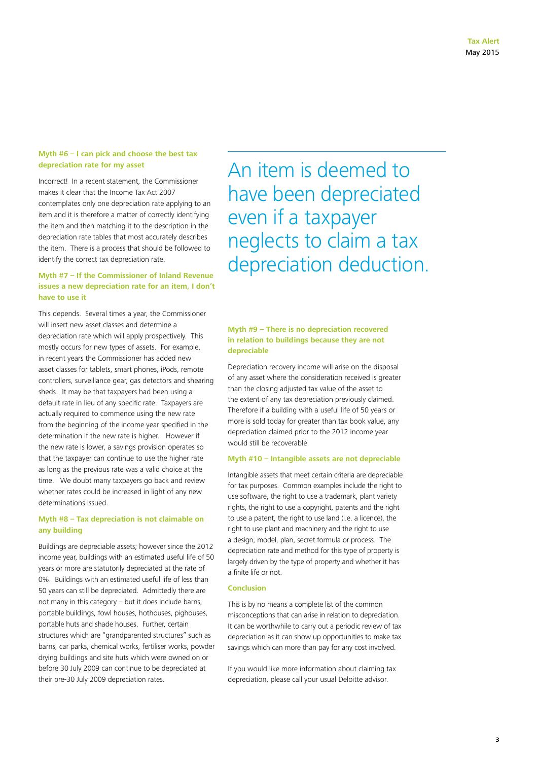### Myth #6 – I can pick and choose the best tax depreciation rate for my asset

Incorrect! In a recent statement, the Commissioner makes it clear that the Income Tax Act 2007 contemplates only one depreciation rate applying to an item and it is therefore a matter of correctly identifying the item and then matching it to the description in the depreciation rate tables that most accurately describes the item. There is a process that should be followed to identify the correct tax depreciation rate.

### Myth #7 – If the Commissioner of Inland Revenue issues a new depreciation rate for an item, I don't have to use it

This depends. Several times a year, the Commissioner will insert new asset classes and determine a depreciation rate which will apply prospectively. This mostly occurs for new types of assets. For example, in recent years the Commissioner has added new asset classes for tablets, smart phones, iPods, remote controllers, surveillance gear, gas detectors and shearing sheds. It may be that taxpayers had been using a default rate in lieu of any specific rate. Taxpayers are actually required to commence using the new rate from the beginning of the income year specified in the determination if the new rate is higher. However if the new rate is lower, a savings provision operates so that the taxpayer can continue to use the higher rate as long as the previous rate was a valid choice at the time. We doubt many taxpayers go back and review whether rates could be increased in light of any new determinations issued.

### Myth #8 – Tax depreciation is not claimable on any building

Buildings are depreciable assets; however since the 2012 income year, buildings with an estimated useful life of 50 years or more are statutorily depreciated at the rate of 0%. Buildings with an estimated useful life of less than 50 years can still be depreciated. Admittedly there are not many in this category – but it does include barns, portable buildings, fowl houses, hothouses, pighouses, portable huts and shade houses. Further, certain structures which are "grandparented structures" such as barns, car parks, chemical works, fertiliser works, powder drying buildings and site huts which were owned on or before 30 July 2009 can continue to be depreciated at their pre-30 July 2009 depreciation rates.

An item is deemed to have been depreciated even if a taxpayer neglects to claim a tax depreciation deduction.

### Myth #9 – There is no depreciation recovered in relation to buildings because they are not depreciable

Depreciation recovery income will arise on the disposal of any asset where the consideration received is greater than the closing adjusted tax value of the asset to the extent of any tax depreciation previously claimed. Therefore if a building with a useful life of 50 years or more is sold today for greater than tax book value, any depreciation claimed prior to the 2012 income year would still be recoverable.

### Myth #10 – Intangible assets are not depreciable

Intangible assets that meet certain criteria are depreciable for tax purposes. Common examples include the right to use software, the right to use a trademark, plant variety rights, the right to use a copyright, patents and the right to use a patent, the right to use land (i.e. a licence), the right to use plant and machinery and the right to use a design, model, plan, secret formula or process. The depreciation rate and method for this type of property is largely driven by the type of property and whether it has a finite life or not.

### Conclusion

This is by no means a complete list of the common misconceptions that can arise in relation to depreciation. It can be worthwhile to carry out a periodic review of tax depreciation as it can show up opportunities to make tax savings which can more than pay for any cost involved.

If you would like more information about claiming tax depreciation, please call your usual Deloitte advisor.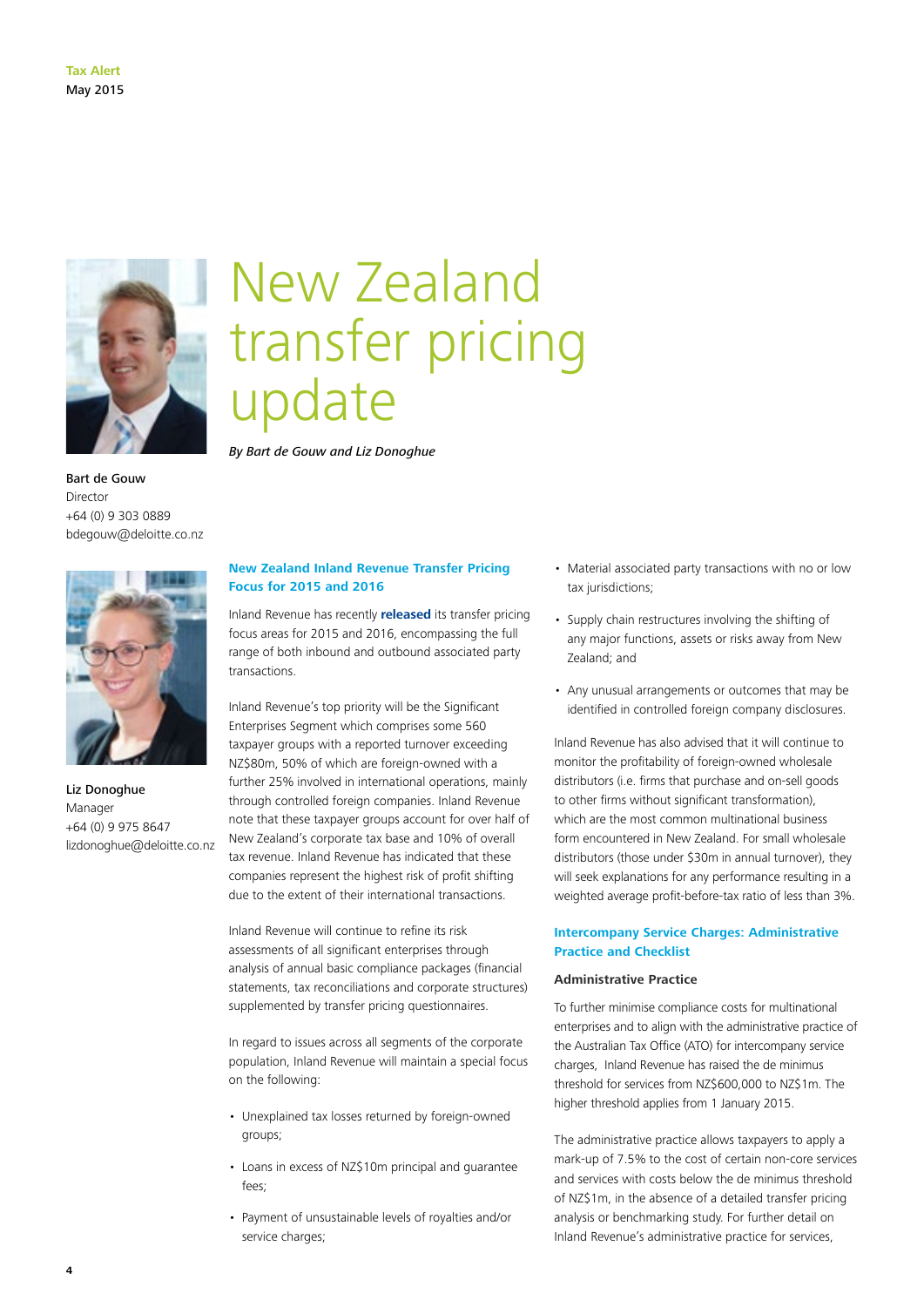# New Zealand transfer pricing update

*By Bart de Gouw and Liz Donoghue*

**Bart de Gouw**
Director
+64 (0) 9 303 0889
bdegouw@deloitte.co.nz

**Liz Donoghue**
Manager
+64 (0) 9 975 8647
lizdonoghue@deloitte.co.nz

### New Zealand Inland Revenue Transfer Pricing Focus for 2015 and 2016

Inland Revenue has recently **released** its transfer pricing focus areas for 2015 and 2016, encompassing the full range of both inbound and outbound associated party transactions.

Inland Revenue's top priority will be the Significant Enterprises Segment which comprises some 560 taxpayer groups with a reported turnover exceeding NZ$80m, 50% of which are foreign-owned with a further 25% involved in international operations, mainly through controlled foreign companies. Inland Revenue note that these taxpayer groups account for over half of New Zealand's corporate tax base and 10% of overall tax revenue. Inland Revenue has indicated that these companies represent the highest risk of profit shifting due to the extent of their international transactions.

Inland Revenue will continue to refine its risk assessments of all significant enterprises through analysis of annual basic compliance packages (financial statements, tax reconciliations and corporate structures) supplemented by transfer pricing questionnaires.

In regard to issues across all segments of the corporate population, Inland Revenue will maintain a special focus on the following:

- Unexplained tax losses returned by foreign-owned groups;
- Loans in excess of NZ$10m principal and guarantee fees;
- Payment of unsustainable levels of royalties and/or service charges;
- Material associated party transactions with no or low tax jurisdictions;
- Supply chain restructures involving the shifting of any major functions, assets or risks away from New Zealand; and
- Any unusual arrangements or outcomes that may be identified in controlled foreign company disclosures.

Inland Revenue has also advised that it will continue to monitor the profitability of foreign-owned wholesale distributors (i.e. firms that purchase and on-sell goods to other firms without significant transformation), which are the most common multinational business form encountered in New Zealand. For small wholesale distributors (those under $30m in annual turnover), they will seek explanations for any performance resulting in a weighted average profit-before-tax ratio of less than 3%.

### Intercompany Service Charges: Administrative Practice and Checklist

#### Administrative Practice

To further minimise compliance costs for multinational enterprises and to align with the administrative practice of the Australian Tax Office (ATO) for intercompany service charges, Inland Revenue has raised the de minimus threshold for services from NZ$600,000 to NZ$1m. The higher threshold applies from 1 January 2015.

The administrative practice allows taxpayers to apply a mark-up of 7.5% to the cost of certain non-core services and services with costs below the de minimus threshold of NZ$1m, in the absence of a detailed transfer pricing analysis or benchmarking study. For further detail on Inland Revenue's administrative practice for services,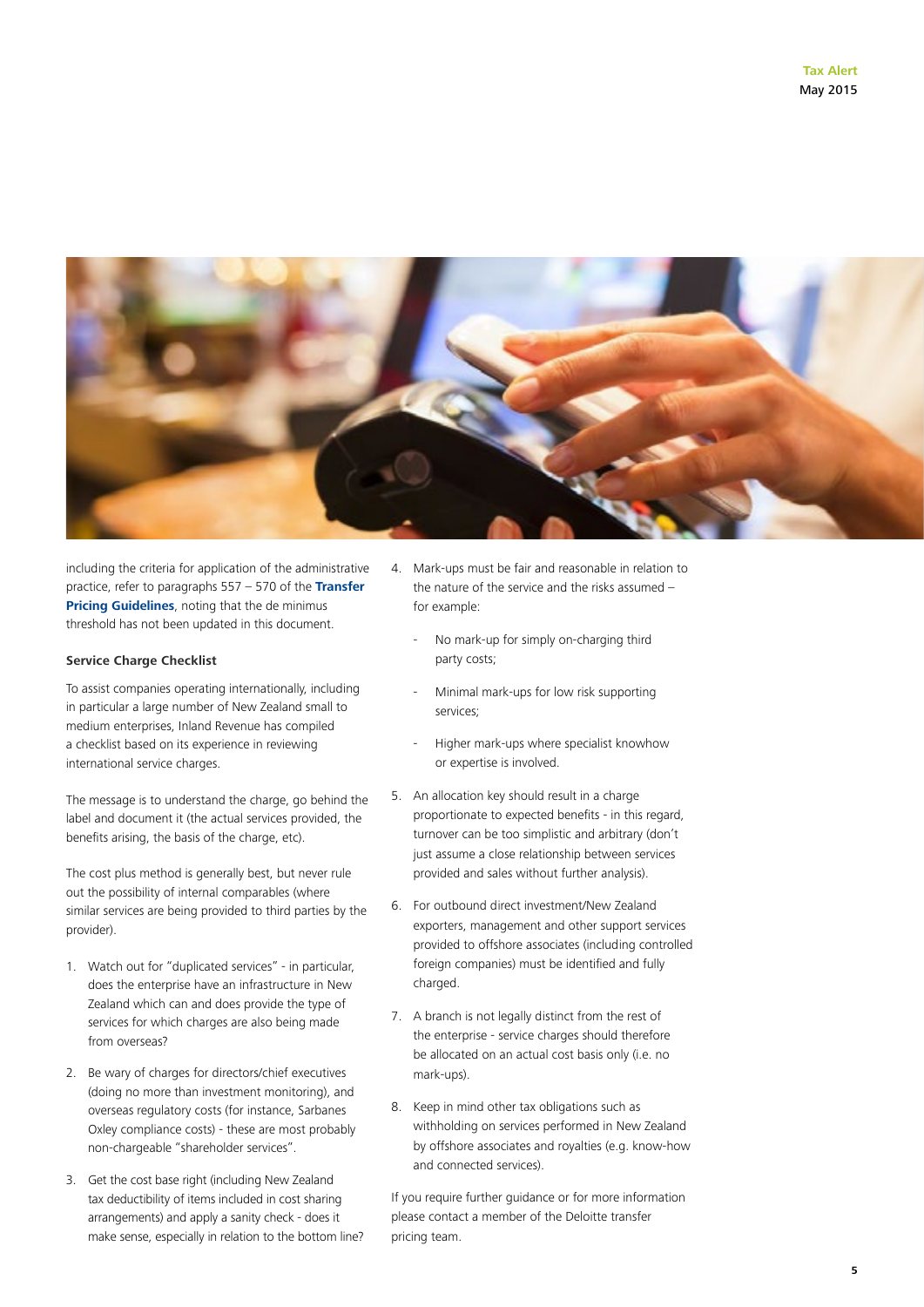including the criteria for application of the administrative practice, refer to paragraphs 557 – 570 of the **Transfer Pricing Guidelines**, noting that the de minimus threshold has not been updated in this document.

**Service Charge Checklist**

To assist companies operating internationally, including in particular a large number of New Zealand small to medium enterprises, Inland Revenue has compiled a checklist based on its experience in reviewing international service charges.

The message is to understand the charge, go behind the label and document it (the actual services provided, the benefits arising, the basis of the charge, etc).

The cost plus method is generally best, but never rule out the possibility of internal comparables (where similar services are being provided to third parties by the provider).

1. Watch out for "duplicated services" - in particular, does the enterprise have an infrastructure in New Zealand which can and does provide the type of services for which charges are also being made from overseas?
2. Be wary of charges for directors/chief executives (doing no more than investment monitoring), and overseas regulatory costs (for instance, Sarbanes Oxley compliance costs) - these are most probably non-chargeable "shareholder services".
3. Get the cost base right (including New Zealand tax deductibility of items included in cost sharing arrangements) and apply a sanity check - does it make sense, especially in relation to the bottom line?
4. Mark-ups must be fair and reasonable in relation to the nature of the service and the risks assumed – for example:
   - No mark-up for simply on-charging third party costs;
   - Minimal mark-ups for low risk supporting services;
   - Higher mark-ups where specialist knowhow or expertise is involved.
5. An allocation key should result in a charge proportionate to expected benefits - in this regard, turnover can be too simplistic and arbitrary (don't just assume a close relationship between services provided and sales without further analysis).
6. For outbound direct investment/New Zealand exporters, management and other support services provided to offshore associates (including controlled foreign companies) must be identified and fully charged.
7. A branch is not legally distinct from the rest of the enterprise - service charges should therefore be allocated on an actual cost basis only (i.e. no mark-ups).
8. Keep in mind other tax obligations such as withholding on services performed in New Zealand by offshore associates and royalties (e.g. know-how and connected services).

If you require further guidance or for more information please contact a member of the Deloitte transfer pricing team.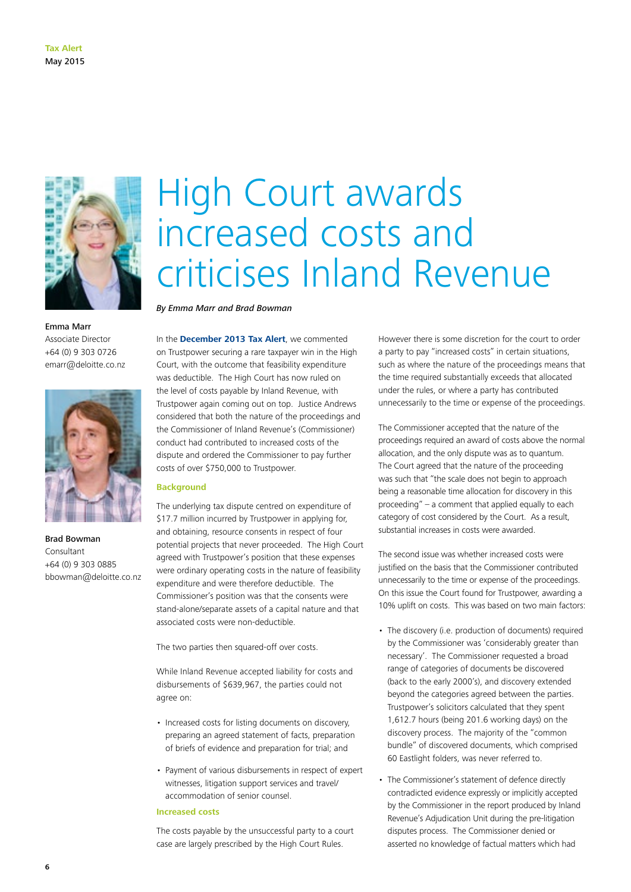# High Court awards increased costs and criticises Inland Revenue

*By Emma Marr and Brad Bowman*

**Emma Marr**
Associate Director
+64 (0) 9 303 0726
emarr@deloitte.co.nz

**Brad Bowman**
Consultant
+64 (0) 9 303 0885
bbowman@deloitte.co.nz

In the **December 2013 Tax Alert**, we commented on Trustpower securing a rare taxpayer win in the High Court, with the outcome that feasibility expenditure was deductible. The High Court has now ruled on the level of costs payable by Inland Revenue, with Trustpower again coming out on top. Justice Andrews considered that both the nature of the proceedings and the Commissioner of Inland Revenue's (Commissioner) conduct had contributed to increased costs of the dispute and ordered the Commissioner to pay further costs of over $750,000 to Trustpower.

## Background

The underlying tax dispute centred on expenditure of $17.7 million incurred by Trustpower in applying for, and obtaining, resource consents in respect of four potential projects that never proceeded. The High Court agreed with Trustpower's position that these expenses were ordinary operating costs in the nature of feasibility expenditure and were therefore deductible. The Commissioner's position was that the consents were stand-alone/separate assets of a capital nature and that associated costs were non-deductible.

The two parties then squared-off over costs.

While Inland Revenue accepted liability for costs and disbursements of $639,967, the parties could not agree on:

- Increased costs for listing documents on discovery, preparing an agreed statement of facts, preparation of briefs of evidence and preparation for trial; and
- Payment of various disbursements in respect of expert witnesses, litigation support services and travel/accommodation of senior counsel.

## Increased costs

The costs payable by the unsuccessful party to a court case are largely prescribed by the High Court Rules. However there is some discretion for the court to order a party to pay "increased costs" in certain situations, such as where the nature of the proceedings means that the time required substantially exceeds that allocated under the rules, or where a party has contributed unnecessarily to the time or expense of the proceedings.

The Commissioner accepted that the nature of the proceedings required an award of costs above the normal allocation, and the only dispute was as to quantum. The Court agreed that the nature of the proceeding was such that "the scale does not begin to approach being a reasonable time allocation for discovery in this proceeding" – a comment that applied equally to each category of cost considered by the Court. As a result, substantial increases in costs were awarded.

The second issue was whether increased costs were justified on the basis that the Commissioner contributed unnecessarily to the time or expense of the proceedings. On this issue the Court found for Trustpower, awarding a 10% uplift on costs. This was based on two main factors:

- The discovery (i.e. production of documents) required by the Commissioner was 'considerably greater than necessary'. The Commissioner requested a broad range of categories of documents be discovered (back to the early 2000's), and discovery extended beyond the categories agreed between the parties. Trustpower's solicitors calculated that they spent 1,612.7 hours (being 201.6 working days) on the discovery process. The majority of the "common bundle" of discovered documents, which comprised 60 Eastlight folders, was never referred to.
- The Commissioner's statement of defence directly contradicted evidence expressly or implicitly accepted by the Commissioner in the report produced by Inland Revenue's Adjudication Unit during the pre-litigation disputes process. The Commissioner denied or asserted no knowledge of factual matters which had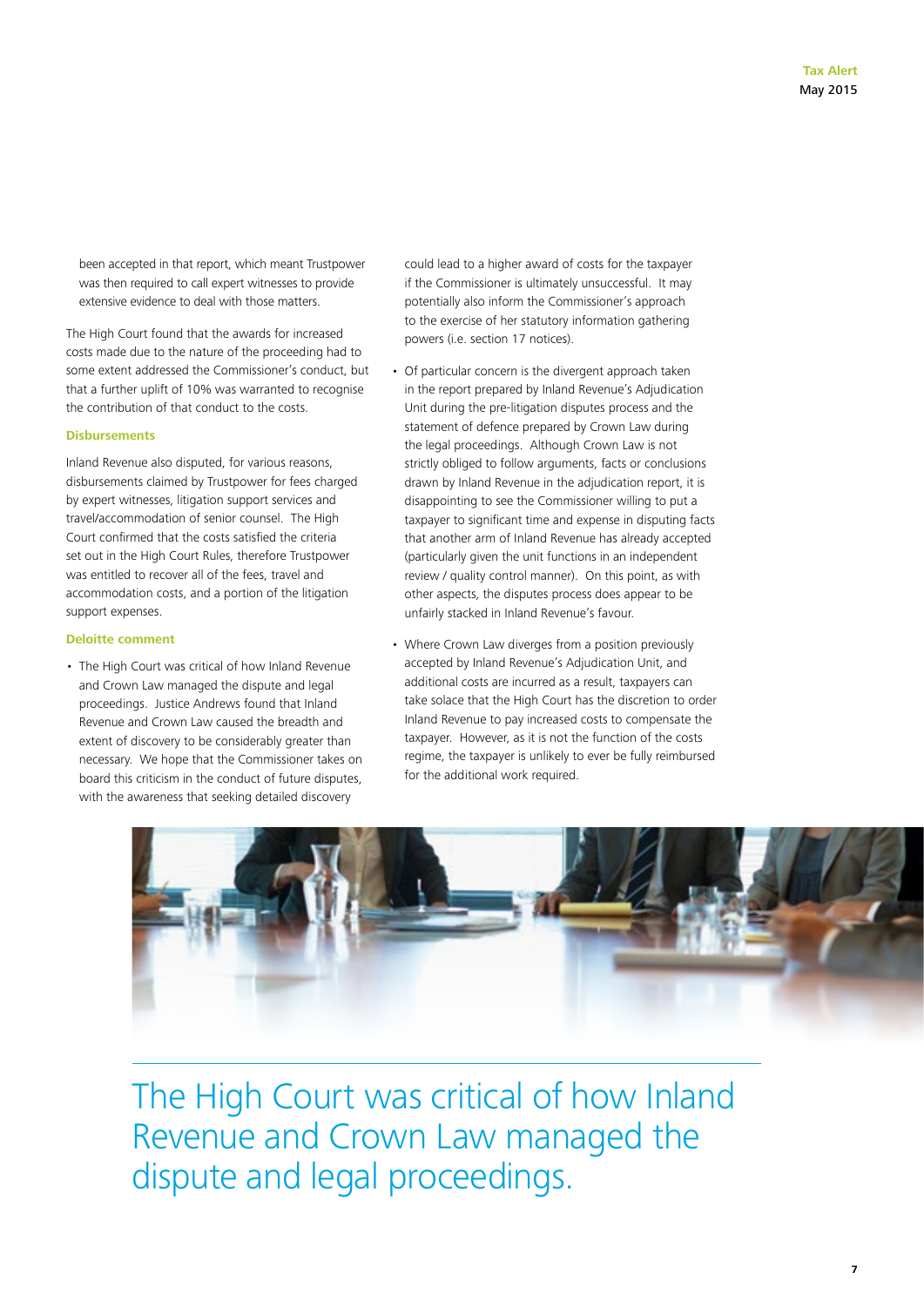been accepted in that report, which meant Trustpower was then required to call expert witnesses to provide extensive evidence to deal with those matters.

The High Court found that the awards for increased costs made due to the nature of the proceeding had to some extent addressed the Commissioner's conduct, but that a further uplift of 10% was warranted to recognise the contribution of that conduct to the costs.

### Disbursements

Inland Revenue also disputed, for various reasons, disbursements claimed by Trustpower for fees charged by expert witnesses, litigation support services and travel/accommodation of senior counsel. The High Court confirmed that the costs satisfied the criteria set out in the High Court Rules, therefore Trustpower was entitled to recover all of the fees, travel and accommodation costs, and a portion of the litigation support expenses.

### Deloitte comment

- The High Court was critical of how Inland Revenue and Crown Law managed the dispute and legal proceedings. Justice Andrews found that Inland Revenue and Crown Law caused the breadth and extent of discovery to be considerably greater than necessary. We hope that the Commissioner takes on board this criticism in the conduct of future disputes, with the awareness that seeking detailed discovery could lead to a higher award of costs for the taxpayer if the Commissioner is ultimately unsuccessful. It may potentially also inform the Commissioner's approach to the exercise of her statutory information gathering powers (i.e. section 17 notices).
- Of particular concern is the divergent approach taken in the report prepared by Inland Revenue's Adjudication Unit during the pre-litigation disputes process and the statement of defence prepared by Crown Law during the legal proceedings. Although Crown Law is not strictly obliged to follow arguments, facts or conclusions drawn by Inland Revenue in the adjudication report, it is disappointing to see the Commissioner willing to put a taxpayer to significant time and expense in disputing facts that another arm of Inland Revenue has already accepted (particularly given the unit functions in an independent review / quality control manner). On this point, as with other aspects, the disputes process does appear to be unfairly stacked in Inland Revenue's favour.
- Where Crown Law diverges from a position previously accepted by Inland Revenue's Adjudication Unit, and additional costs are incurred as a result, taxpayers can take solace that the High Court has the discretion to order Inland Revenue to pay increased costs to compensate the taxpayer. However, as it is not the function of the costs regime, the taxpayer is unlikely to ever be fully reimbursed for the additional work required.

The High Court was critical of how Inland Revenue and Crown Law managed the dispute and legal proceedings.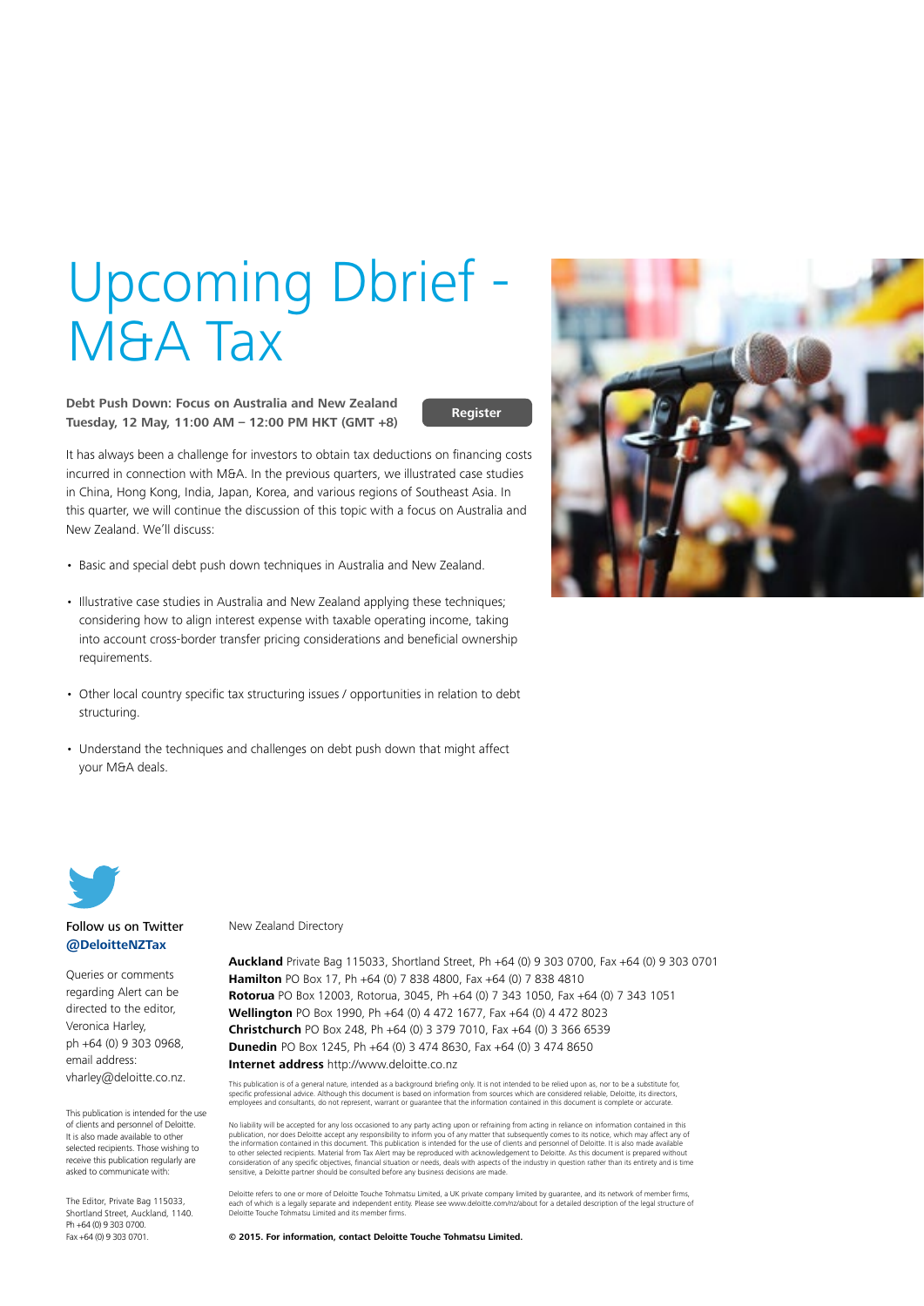# Upcoming Dbrief - M&A Tax

**Debt Push Down: Focus on Australia and New Zealand**
**Tuesday, 12 May, 11:00 AM – 12:00 PM HKT (GMT +8)**

Register

It has always been a challenge for investors to obtain tax deductions on financing costs incurred in connection with M&A. In the previous quarters, we illustrated case studies in China, Hong Kong, India, Japan, Korea, and various regions of Southeast Asia. In this quarter, we will continue the discussion of this topic with a focus on Australia and New Zealand. We'll discuss:

- Basic and special debt push down techniques in Australia and New Zealand.
- Illustrative case studies in Australia and New Zealand applying these techniques; considering how to align interest expense with taxable operating income, taking into account cross-border transfer pricing considerations and beneficial ownership requirements.
- Other local country specific tax structuring issues / opportunities in relation to debt structuring.
- Understand the techniques and challenges on debt push down that might affect your M&A deals.

Follow us on Twitter
**@DeloitteNZTax**

Queries or comments regarding Alert can be directed to the editor, Veronica Harley, ph +64 (0) 9 303 0968, email address: vharley@deloitte.co.nz.

This publication is intended for the use of clients and personnel of Deloitte. It is also made available to other selected recipients. Those wishing to receive this publication regularly are asked to communicate with:

The Editor, Private Bag 115033, Shortland Street, Auckland, 1140.
Ph +64 (0) 9 303 0700.
Fax +64 (0) 9 303 0701.

New Zealand Directory

**Auckland** Private Bag 115033, Shortland Street, Ph +64 (0) 9 303 0700, Fax +64 (0) 9 303 0701
**Hamilton** PO Box 17, Ph +64 (0) 7 838 4800, Fax +64 (0) 7 838 4810
**Rotorua** PO Box 12003, Rotorua, 3045, Ph +64 (0) 7 343 1050, Fax +64 (0) 7 343 1051
**Wellington** PO Box 1990, Ph +64 (0) 4 472 1677, Fax +64 (0) 4 472 8023
**Christchurch** PO Box 248, Ph +64 (0) 3 379 7010, Fax +64 (0) 3 366 6539
**Dunedin** PO Box 1245, Ph +64 (0) 3 474 8630, Fax +64 (0) 3 474 8650
**Internet address** http://www.deloitte.co.nz

This publication is of a general nature, intended as a background briefing only. It is not intended to be relied upon as, nor to be a substitute for, specific professional advice. Although this document is based on information from sources which are considered reliable, Deloitte, its directors, employees and consultants, do not represent, warrant or guarantee that the information contained in this document is complete or accurate.

No liability will be accepted for any loss occasioned to any party acting upon or refraining from acting in reliance on information contained in this publication, nor does Deloitte accept any responsibility to inform you of any matter that subsequently comes to its notice, which may affect any of the information contained in this document. This publication is intended for the use of clients and personnel of Deloitte. It is also made available to other selected recipients. Material from Tax Alert may be reproduced with acknowledgement to Deloitte. As this document is prepared without consideration of any specific objectives, financial situation or needs, deals with aspects of the industry in question rather than its entirety and is time sensitive, a Deloitte partner should be consulted before any business decisions are made.

Deloitte refers to one or more of Deloitte Touche Tohmatsu Limited, a UK private company limited by guarantee, and its network of member firms, each of which is a legally separate and independent entity. Please see www.deloitte.com/nz/about for a detailed description of the legal structure of Deloitte Touche Tohmatsu Limited and its member firms.

**© 2015. For information, contact Deloitte Touche Tohmatsu Limited.**